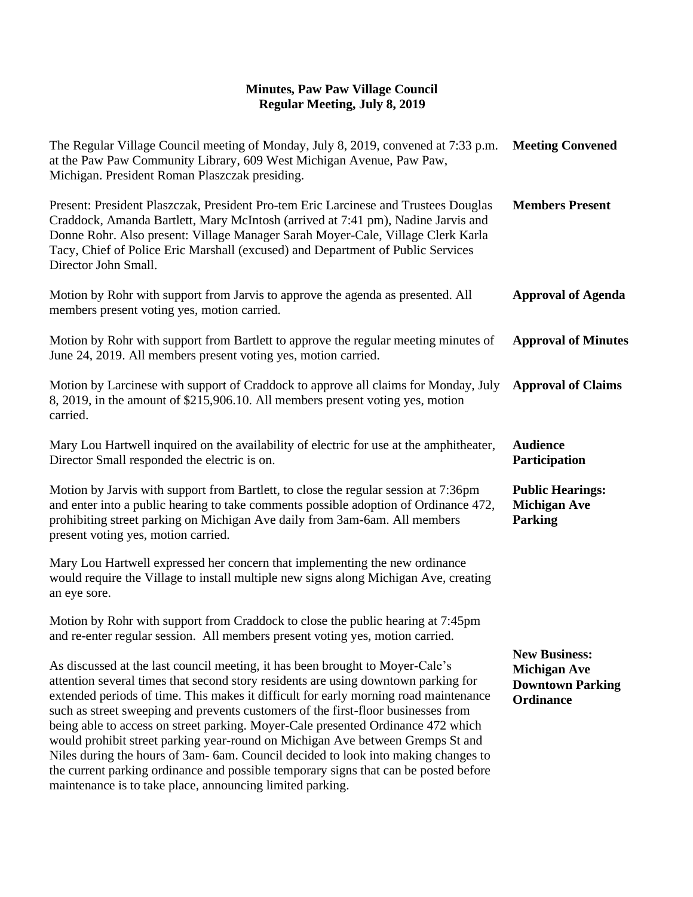# Minutes, Paw Paw Village Council
## Regular Meeting, July 8, 2019

**Meeting Convened**

The Regular Village Council meeting of Monday, July 8, 2019, convened at 7:33 p.m. at the Paw Paw Community Library, 609 West Michigan Avenue, Paw Paw, Michigan. President Roman Plaszczak presiding.

**Members Present**

Present: President Plaszczak, President Pro-tem Eric Larcinese and Trustees Douglas Craddock, Amanda Bartlett, Mary McIntosh (arrived at 7:41 pm), Nadine Jarvis and Donne Rohr. Also present: Village Manager Sarah Moyer-Cale, Village Clerk Karla Tacy, Chief of Police Eric Marshall (excused) and Department of Public Services Director John Small.

**Approval of Agenda**

Motion by Rohr with support from Jarvis to approve the agenda as presented. All members present voting yes, motion carried.

**Approval of Minutes**

Motion by Rohr with support from Bartlett to approve the regular meeting minutes of June 24, 2019. All members present voting yes, motion carried.

**Approval of Claims**

Motion by Larcinese with support of Craddock to approve all claims for Monday, July 8, 2019, in the amount of $215,906.10. All members present voting yes, motion carried.

**Audience Participation**

Mary Lou Hartwell inquired on the availability of electric for use at the amphitheater, Director Small responded the electric is on.

**Public Hearings: Michigan Ave Parking**

Motion by Jarvis with support from Bartlett, to close the regular session at 7:36pm and enter into a public hearing to take comments possible adoption of Ordinance 472, prohibiting street parking on Michigan Ave daily from 3am-6am. All members present voting yes, motion carried.

Mary Lou Hartwell expressed her concern that implementing the new ordinance would require the Village to install multiple new signs along Michigan Ave, creating an eye sore.

Motion by Rohr with support from Craddock to close the public hearing at 7:45pm and re-enter regular session. All members present voting yes, motion carried.

**New Business: Michigan Ave Downtown Parking Ordinance**

As discussed at the last council meeting, it has been brought to Moyer-Cale's attention several times that second story residents are using downtown parking for extended periods of time. This makes it difficult for early morning road maintenance such as street sweeping and prevents customers of the first-floor businesses from being able to access on street parking. Moyer-Cale presented Ordinance 472 which would prohibit street parking year-round on Michigan Ave between Gremps St and Niles during the hours of 3am- 6am. Council decided to look into making changes to the current parking ordinance and possible temporary signs that can be posted before maintenance is to take place, announcing limited parking.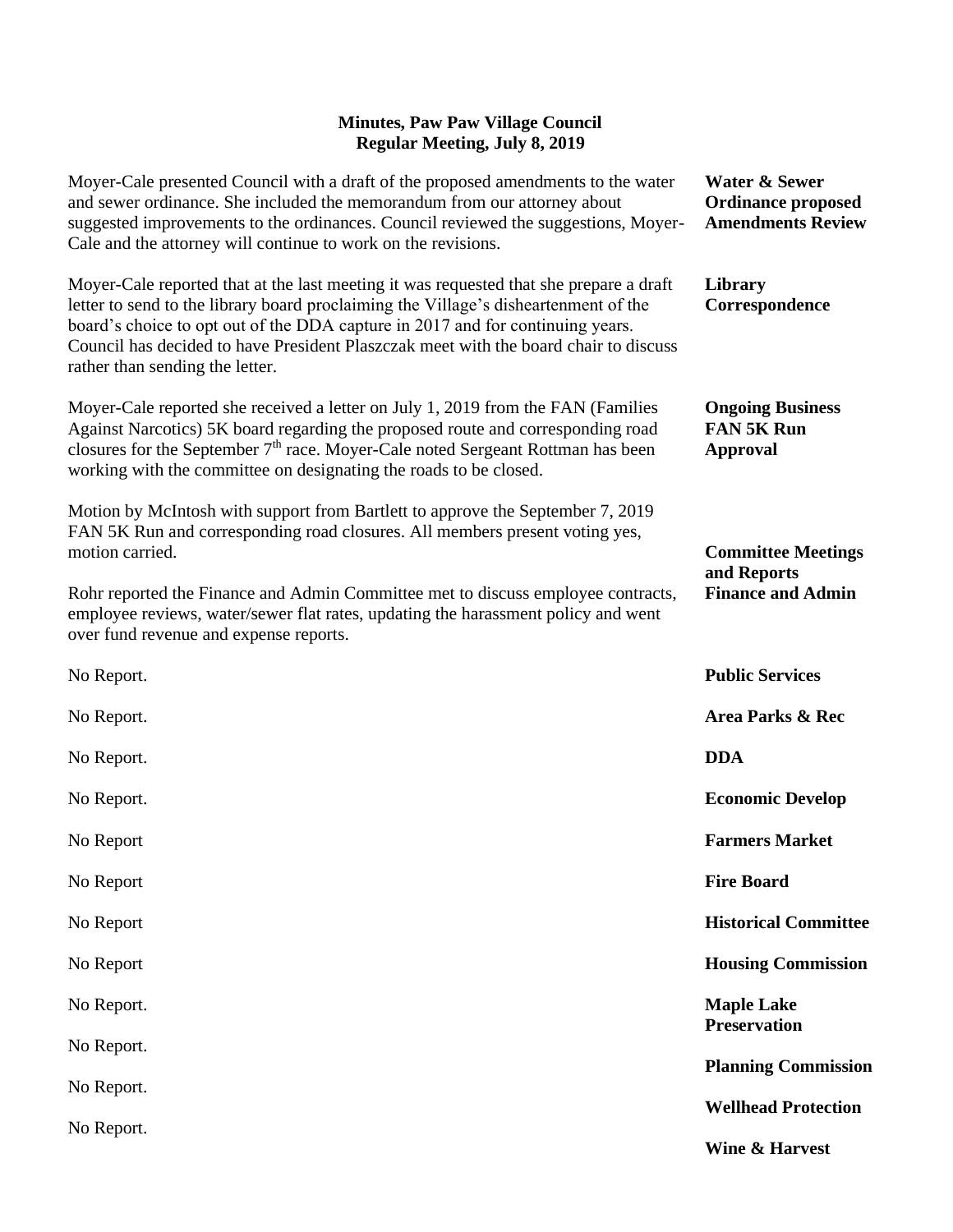**Minutes, Paw Paw Village Council**
**Regular Meeting, July 8, 2019**

**Water & Sewer Ordinance proposed Amendments Review**

Moyer-Cale presented Council with a draft of the proposed amendments to the water and sewer ordinance. She included the memorandum from our attorney about suggested improvements to the ordinances. Council reviewed the suggestions, Moyer-Cale and the attorney will continue to work on the revisions.

**Library Correspondence**

Moyer-Cale reported that at the last meeting it was requested that she prepare a draft letter to send to the library board proclaiming the Village's disheartenment of the board's choice to opt out of the DDA capture in 2017 and for continuing years. Council has decided to have President Plaszczak meet with the board chair to discuss rather than sending the letter.

**Ongoing Business FAN 5K Run Approval**

Moyer-Cale reported she received a letter on July 1, 2019 from the FAN (Families Against Narcotics) 5K board regarding the proposed route and corresponding road closures for the September 7th race. Moyer-Cale noted Sergeant Rottman has been working with the committee on designating the roads to be closed.

Motion by McIntosh with support from Bartlett to approve the September 7, 2019 FAN 5K Run and corresponding road closures. All members present voting yes, motion carried.

**Committee Meetings and Reports**

**Finance and Admin**

Rohr reported the Finance and Admin Committee met to discuss employee contracts, employee reviews, water/sewer flat rates, updating the harassment policy and went over fund revenue and expense reports.

**Public Services**

No Report.

**Area Parks & Rec**

No Report.

**DDA**

No Report.

**Economic Develop**

No Report.

**Farmers Market**

No Report

**Fire Board**

No Report

**Historical Committee**

No Report

**Housing Commission**

No Report

**Maple Lake Preservation**

No Report.

**Planning Commission**

No Report.

**Wellhead Protection**

No Report.

**Wine & Harvest**

No Report.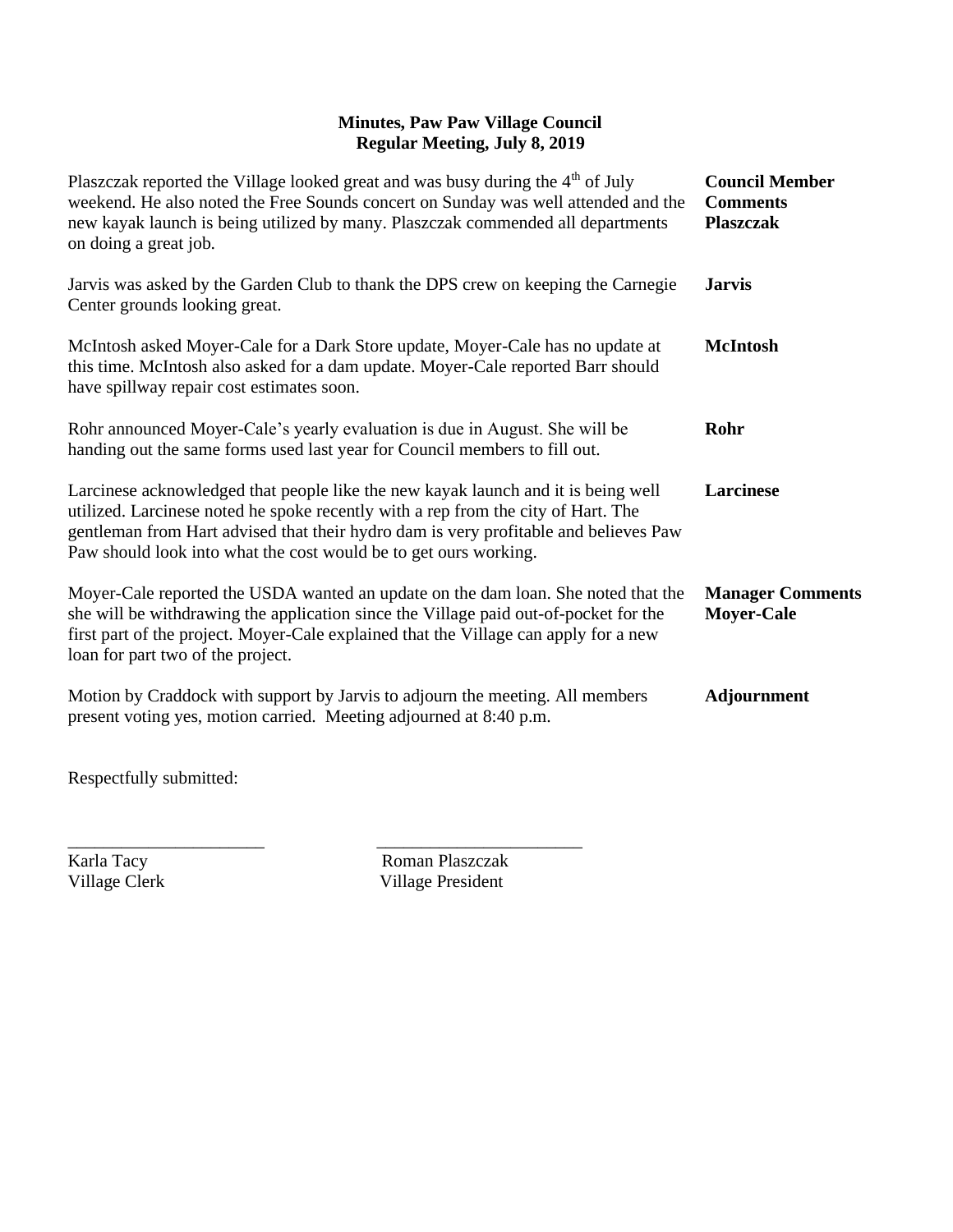**Minutes, Paw Paw Village Council**
**Regular Meeting, July 8, 2019**

**Council Member Comments**

**Plaszczak**

Plaszczak reported the Village looked great and was busy during the 4th of July weekend. He also noted the Free Sounds concert on Sunday was well attended and the new kayak launch is being utilized by many. Plaszczak commended all departments on doing a great job.

**Jarvis**

Jarvis was asked by the Garden Club to thank the DPS crew on keeping the Carnegie Center grounds looking great.

**McIntosh**

McIntosh asked Moyer-Cale for a Dark Store update, Moyer-Cale has no update at this time. McIntosh also asked for a dam update. Moyer-Cale reported Barr should have spillway repair cost estimates soon.

**Rohr**

Rohr announced Moyer-Cale's yearly evaluation is due in August. She will be handing out the same forms used last year for Council members to fill out.

**Larcinese**

Larcinese acknowledged that people like the new kayak launch and it is being well utilized. Larcinese noted he spoke recently with a rep from the city of Hart. The gentleman from Hart advised that their hydro dam is very profitable and believes Paw Paw should look into what the cost would be to get ours working.

**Manager Comments**

**Moyer-Cale**

Moyer-Cale reported the USDA wanted an update on the dam loan. She noted that the she will be withdrawing the application since the Village paid out-of-pocket for the first part of the project. Moyer-Cale explained that the Village can apply for a new loan for part two of the project.

**Adjournment**

Motion by Craddock with support by Jarvis to adjourn the meeting. All members present voting yes, motion carried. Meeting adjourned at 8:40 p.m.

Respectfully submitted:

______________________ ______________________

Karla Tacy
Village Clerk

Roman Plaszczak
Village President